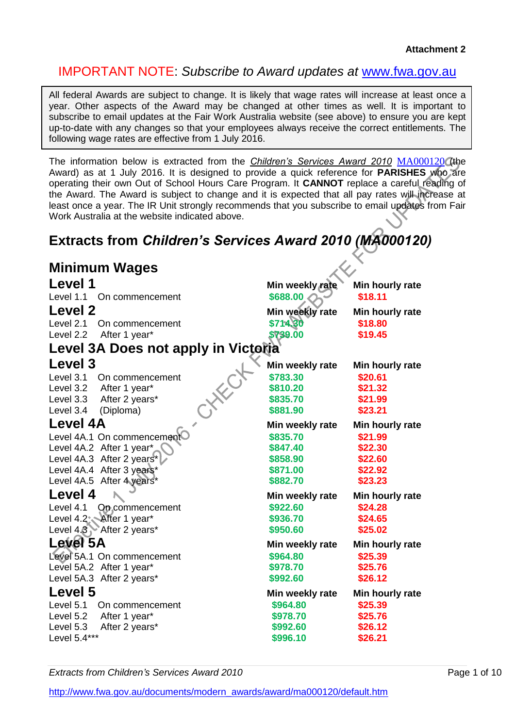**Attachment 2**

IMPORTANT NOTE: *Subscribe to Award updates at* www.fwa.gov.au

All federal Awards are subject to change. It is likely that wage rates will increase at least once a year. Other aspects of the Award may be changed at other times as well. It is important to subscribe to email updates at the Fair Work Australia website (see above) to ensure you are kept up-to-date with any changes so that your employees always receive the correct entitlements. The following wage rates are effective from 1 July 2016.

The information below is extracted from the *Children's Services Award 2010* MA000120 (the Award) as at 1 July 2016. It is designed to provide a quick reference for **PARISHES** who are operating their own Out of School Hours Care Program. It **CANNOT** replace a careful reading of the Award. The Award is subject to change and it is expected that all pay rates will increase at least once a year. The IR Unit strongly recommends that you subscribe to email updates from Fair Work Australia at the website indicated above.

## Extracts from *Children's Services Award 2010 (MA000120)*

## Minimum Wages

| Level 1 | Min weekly rate | Min hourly rate |
|---|---|---|
| Level 1.1 On commencement | $688.00 | $18.11 |

| Level 2 | Min weekly rate | Min hourly rate |
|---|---|---|
| Level 2.1 On commencement | $714.30 | $18.80 |
| Level 2.2 After 1 year* | $739.00 | $19.45 |

### Level 3A Does not apply in Victoria

| Level 3 | Min weekly rate | Min hourly rate |
|---|---|---|
| Level 3.1 On commencement | $783.30 | $20.61 |
| Level 3.2 After 1 year* | $810.20 | $21.32 |
| Level 3.3 After 2 years* | $835.70 | $21.99 |
| Level 3.4 (Diploma) | $881.90 | $23.21 |

| Level 4A | Min weekly rate | Min hourly rate |
|---|---|---|
| Level 4A.1 On commencement | $835.70 | $21.99 |
| Level 4A.2 After 1 year* | $847.40 | $22.30 |
| Level 4A.3 After 2 years* | $858.90 | $22.60 |
| Level 4A.4 After 3 years* | $871.00 | $22.92 |
| Level 4A.5 After 4 years* | $882.70 | $23.23 |

| Level 4 | Min weekly rate | Min hourly rate |
|---|---|---|
| Level 4.1 On commencement | $922.60 | $24.28 |
| Level 4.2 After 1 year* | $936.70 | $24.65 |
| Level 4.3 After 2 years* | $950.60 | $25.02 |

| Level 5A | Min weekly rate | Min hourly rate |
|---|---|---|
| Level 5A.1 On commencement | $964.80 | $25.39 |
| Level 5A.2 After 1 year* | $978.70 | $25.76 |
| Level 5A.3 After 2 years* | $992.60 | $26.12 |

| Level 5 | Min weekly rate | Min hourly rate |
|---|---|---|
| Level 5.1 On commencement | $964.80 | $25.39 |
| Level 5.2 After 1 year* | $978.70 | $25.76 |
| Level 5.3 After 2 years* | $992.60 | $26.12 |
| Level 5.4*** | $996.10 | $26.21 |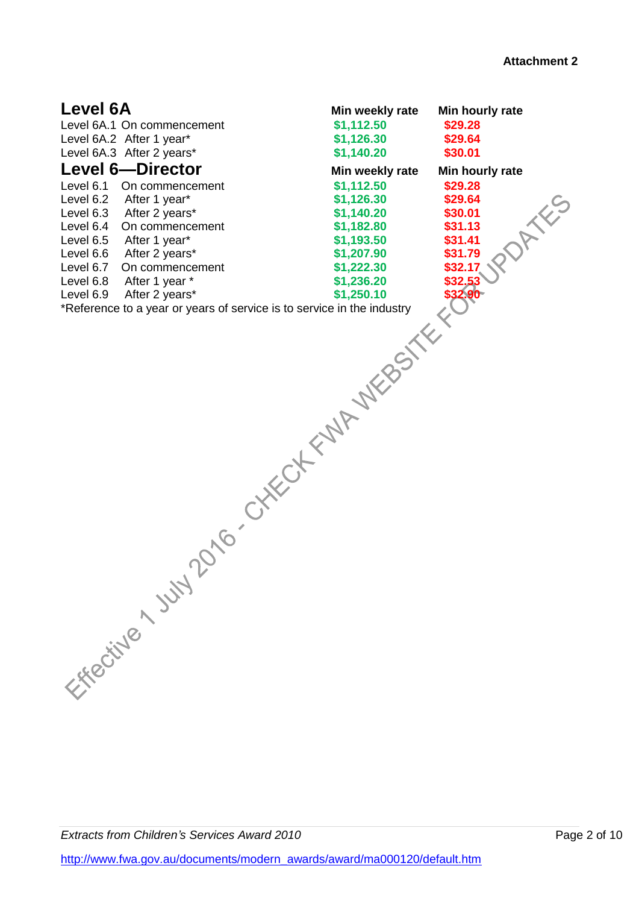Attachment 2

## Level 6A

| | Min weekly rate | Min hourly rate |
|---|---|---|
| Level 6A.1 On commencement | $1,112.50 | $29.28 |
| Level 6A.2 After 1 year* | $1,126.30 | $29.64 |
| Level 6A.3 After 2 years* | $1,140.20 | $30.01 |

## Level 6—Director

| | Min weekly rate | Min hourly rate |
|---|---|---|
| Level 6.1 On commencement | $1,112.50 | $29.28 |
| Level 6.2 After 1 year* | $1,126.30 | $29.64 |
| Level 6.3 After 2 years* | $1,140.20 | $30.01 |
| Level 6.4 On commencement | $1,182.80 | $31.13 |
| Level 6.5 After 1 year* | $1,193.50 | $31.41 |
| Level 6.6 After 2 years* | $1,207.90 | $31.79 |
| Level 6.7 On commencement | $1,222.30 | $32.17 |
| Level 6.8 After 1 year * | $1,236.20 | $32.53 |
| Level 6.9 After 2 years* | $1,250.10 | $32.90 |

*Reference to a year or years of service is to service in the industry

Effective 1 July 2016 - CHECK FWA WEBSITE FOR UPDATES

*Extracts from Children's Services Award 2010*

http://www.fwa.gov.au/documents/modern_awards/award/ma000120/default.htm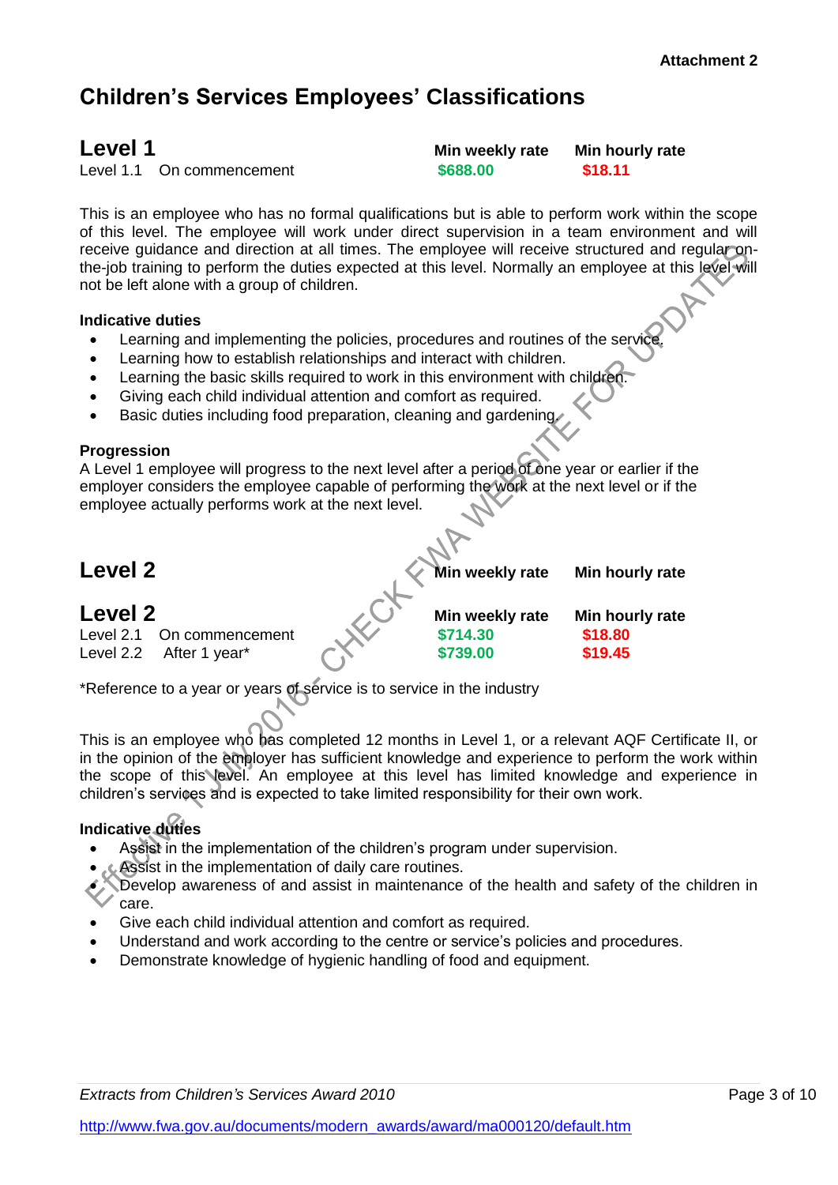Attachment 2

# Children's Services Employees' Classifications

## Level 1

| | Min weekly rate | Min hourly rate |
|---|---|---|
| Level 1.1 On commencement | $688.00 | $18.11 |

This is an employee who has no formal qualifications but is able to perform work within the scope of this level. The employee will work under direct supervision in a team environment and will receive guidance and direction at all times. The employee will receive structured and regular on-the-job training to perform the duties expected at this level. Normally an employee at this level will not be left alone with a group of children.

**Indicative duties**

- Learning and implementing the policies, procedures and routines of the service.
- Learning how to establish relationships and interact with children.
- Learning the basic skills required to work in this environment with children.
- Giving each child individual attention and comfort as required.
- Basic duties including food preparation, cleaning and gardening.

**Progression**

A Level 1 employee will progress to the next level after a period of one year or earlier if the employer considers the employee capable of performing the work at the next level or if the employee actually performs work at the next level.

## Level 2

Min weekly rate Min hourly rate

## Level 2

| | Min weekly rate | Min hourly rate |
|---|---|---|
| Level 2.1 On commencement | $714.30 | $18.80 |
| Level 2.2 After 1 year* | $739.00 | $19.45 |

*Reference to a year or years of service is to service in the industry

This is an employee who has completed 12 months in Level 1, or a relevant AQF Certificate II, or in the opinion of the employer has sufficient knowledge and experience to perform the work within the scope of this level. An employee at this level has limited knowledge and experience in children's services and is expected to take limited responsibility for their own work.

**Indicative duties**

- Assist in the implementation of the children's program under supervision.
- Assist in the implementation of daily care routines.
- Develop awareness of and assist in maintenance of the health and safety of the children in care.
- Give each child individual attention and comfort as required.
- Understand and work according to the centre or service's policies and procedures.
- Demonstrate knowledge of hygienic handling of food and equipment.

*Extracts from Children's Services Award 2010*

http://www.fwa.gov.au/documents/modern_awards/award/ma000120/default.htm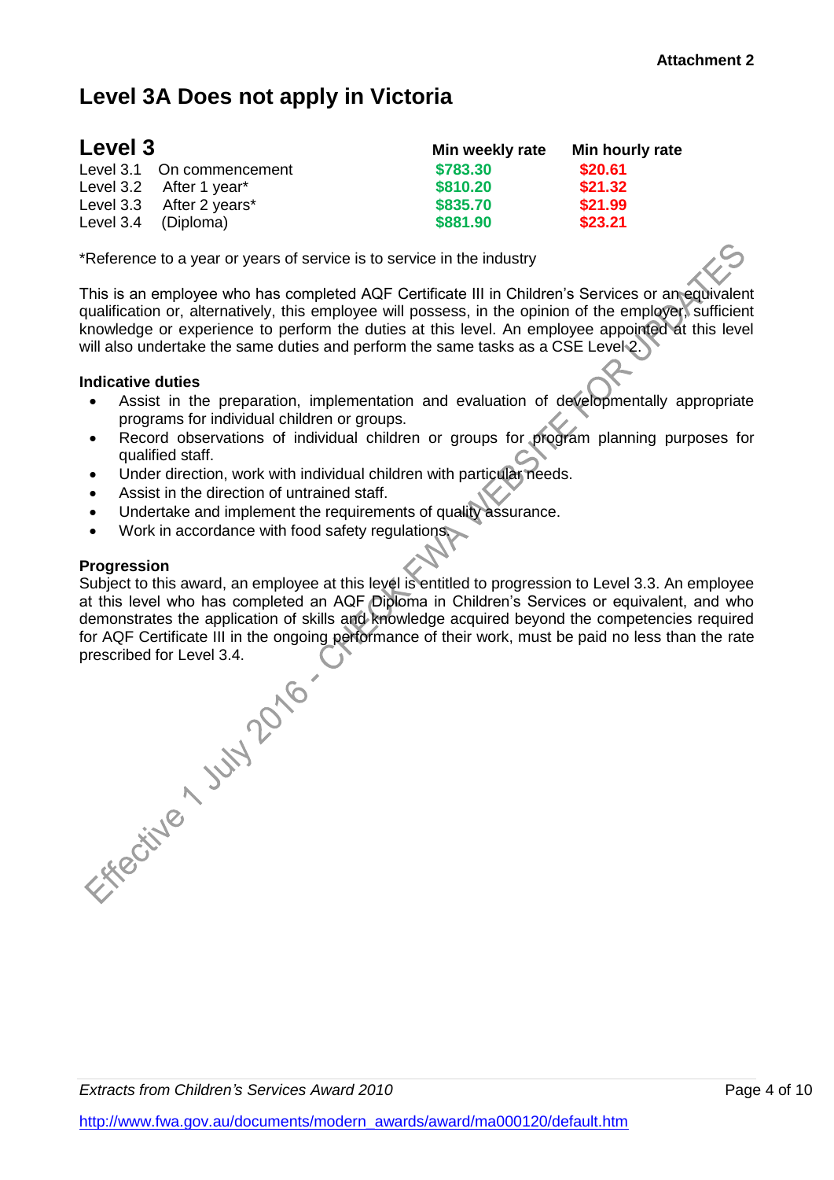Attachment 2

# Level 3A Does not apply in Victoria

## Level 3

| | | Min weekly rate | Min hourly rate |
|---|---|---|---|
| Level 3.1 | On commencement | $783.30 | $20.61 |
| Level 3.2 | After 1 year* | $810.20 | $21.32 |
| Level 3.3 | After 2 years* | $835.70 | $21.99 |
| Level 3.4 | (Diploma) | $881.90 | $23.21 |

*Reference to a year or years of service is to service in the industry

This is an employee who has completed AQF Certificate III in Children's Services or an equivalent qualification or, alternatively, this employee will possess, in the opinion of the employer, sufficient knowledge or experience to perform the duties at this level. An employee appointed at this level will also undertake the same duties and perform the same tasks as a CSE Level 2.

**Indicative duties**

- Assist in the preparation, implementation and evaluation of developmentally appropriate programs for individual children or groups.
- Record observations of individual children or groups for program planning purposes for qualified staff.
- Under direction, work with individual children with particular needs.
- Assist in the direction of untrained staff.
- Undertake and implement the requirements of quality assurance.
- Work in accordance with food safety regulations.

**Progression**

Subject to this award, an employee at this level is entitled to progression to Level 3.3. An employee at this level who has completed an AQF Diploma in Children's Services or equivalent, and who demonstrates the application of skills and knowledge acquired beyond the competencies required for AQF Certificate III in the ongoing performance of their work, must be paid no less than the rate prescribed for Level 3.4.

Effective 1 July 2016 - CHECK FWA WEBSITE FOR UPDATES

*Extracts from Children's Services Award 2010*

http://www.fwa.gov.au/documents/modern_awards/award/ma000120/default.htm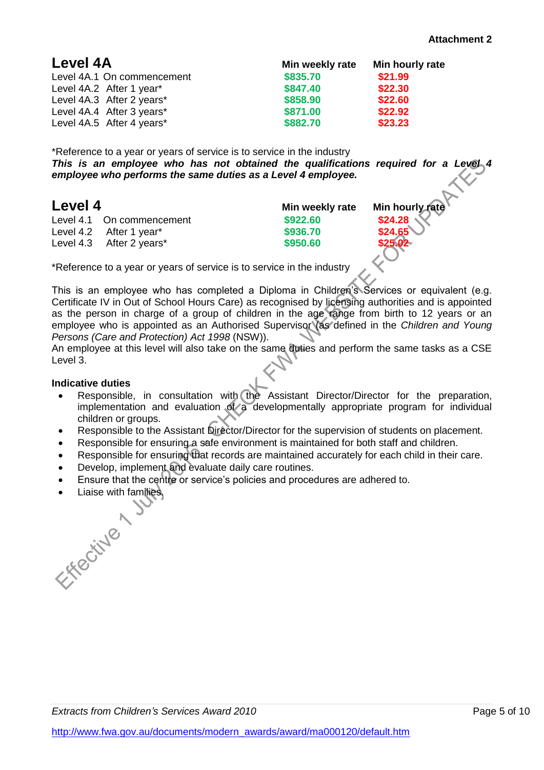**Attachment 2**

## Level 4A

| | Min weekly rate | Min hourly rate |
|---|---|---|
| Level 4A.1 On commencement | $835.70 | $21.99 |
| Level 4A.2 After 1 year* | $847.40 | $22.30 |
| Level 4A.3 After 2 years* | $858.90 | $22.60 |
| Level 4A.4 After 3 years* | $871.00 | $22.92 |
| Level 4A.5 After 4 years* | $882.70 | $23.23 |

*Reference to a year or years of service is to service in the industry

***This is an employee who has not obtained the qualifications required for a Level 4 employee who performs the same duties as a Level 4 employee.***

## Level 4

| | Min weekly rate | Min hourly rate |
|---|---|---|
| Level 4.1 On commencement | $922.60 | $24.28 |
| Level 4.2 After 1 year* | $936.70 | $24.65 |
| Level 4.3 After 2 years* | $950.60 | $25.02 |

*Reference to a year or years of service is to service in the industry

This is an employee who has completed a Diploma in Children's Services or equivalent (e.g. Certificate IV in Out of School Hours Care) as recognised by licensing authorities and is appointed as the person in charge of a group of children in the age range from birth to 12 years or an employee who is appointed as an Authorised Supervisor (as defined in the *Children and Young Persons (Care and Protection) Act 1998* (NSW)).

An employee at this level will also take on the same duties and perform the same tasks as a CSE Level 3.

**Indicative duties**

- Responsible, in consultation with the Assistant Director/Director for the preparation, implementation and evaluation of a developmentally appropriate program for individual children or groups.
- Responsible to the Assistant Director/Director for the supervision of students on placement.
- Responsible for ensuring a safe environment is maintained for both staff and children.
- Responsible for ensuring that records are maintained accurately for each child in their care.
- Develop, implement and evaluate daily care routines.
- Ensure that the centre or service's policies and procedures are adhered to.
- Liaise with families.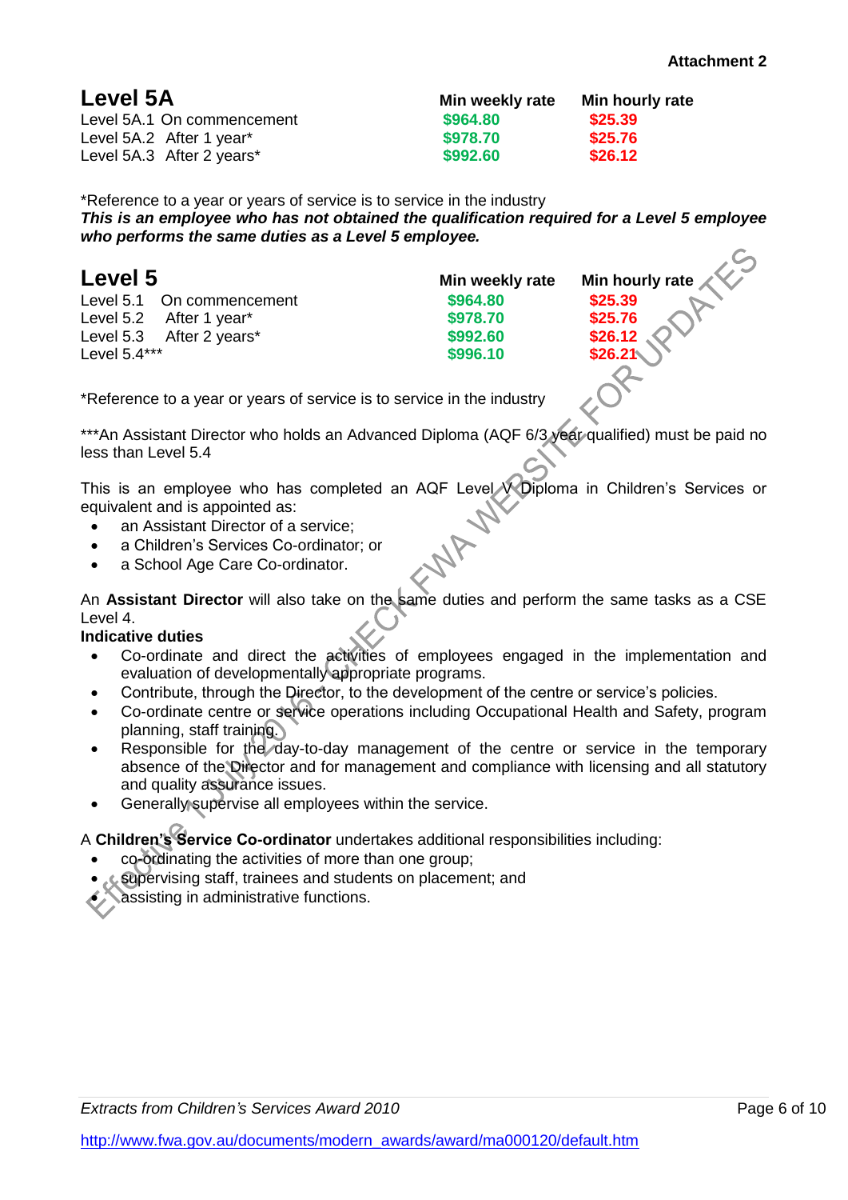Attachment 2

## Level 5A

| | Min weekly rate | Min hourly rate |
|---|---|---|
| Level 5A.1 On commencement | $964.80 | $25.39 |
| Level 5A.2 After 1 year* | $978.70 | $25.76 |
| Level 5A.3 After 2 years* | $992.60 | $26.12 |

*Reference to a year or years of service is to service in the industry

***This is an employee who has not obtained the qualification required for a Level 5 employee who performs the same duties as a Level 5 employee.***

## Level 5

| | Min weekly rate | Min hourly rate |
|---|---|---|
| Level 5.1 On commencement | $964.80 | $25.39 |
| Level 5.2 After 1 year* | $978.70 | $25.76 |
| Level 5.3 After 2 years* | $992.60 | $26.12 |
| Level 5.4*** | $996.10 | $26.21 |

*Reference to a year or years of service is to service in the industry

***An Assistant Director who holds an Advanced Diploma (AQF 6/3 year qualified) must be paid no less than Level 5.4

This is an employee who has completed an AQF Level V Diploma in Children's Services or equivalent and is appointed as:

- an Assistant Director of a service;
- a Children's Services Co-ordinator; or
- a School Age Care Co-ordinator.

An **Assistant Director** will also take on the same duties and perform the same tasks as a CSE Level 4.

**Indicative duties**

- Co-ordinate and direct the activities of employees engaged in the implementation and evaluation of developmentally appropriate programs.
- Contribute, through the Director, to the development of the centre or service's policies.
- Co-ordinate centre or service operations including Occupational Health and Safety, program planning, staff training.
- Responsible for the day-to-day management of the centre or service in the temporary absence of the Director and for management and compliance with licensing and all statutory and quality assurance issues.
- Generally supervise all employees within the service.

A **Children's Service Co-ordinator** undertakes additional responsibilities including:

- co-ordinating the activities of more than one group;
- supervising staff, trainees and students on placement; and
- assisting in administrative functions.

*Extracts from Children's Services Award 2010*

http://www.fwa.gov.au/documents/modern_awards/award/ma000120/default.htm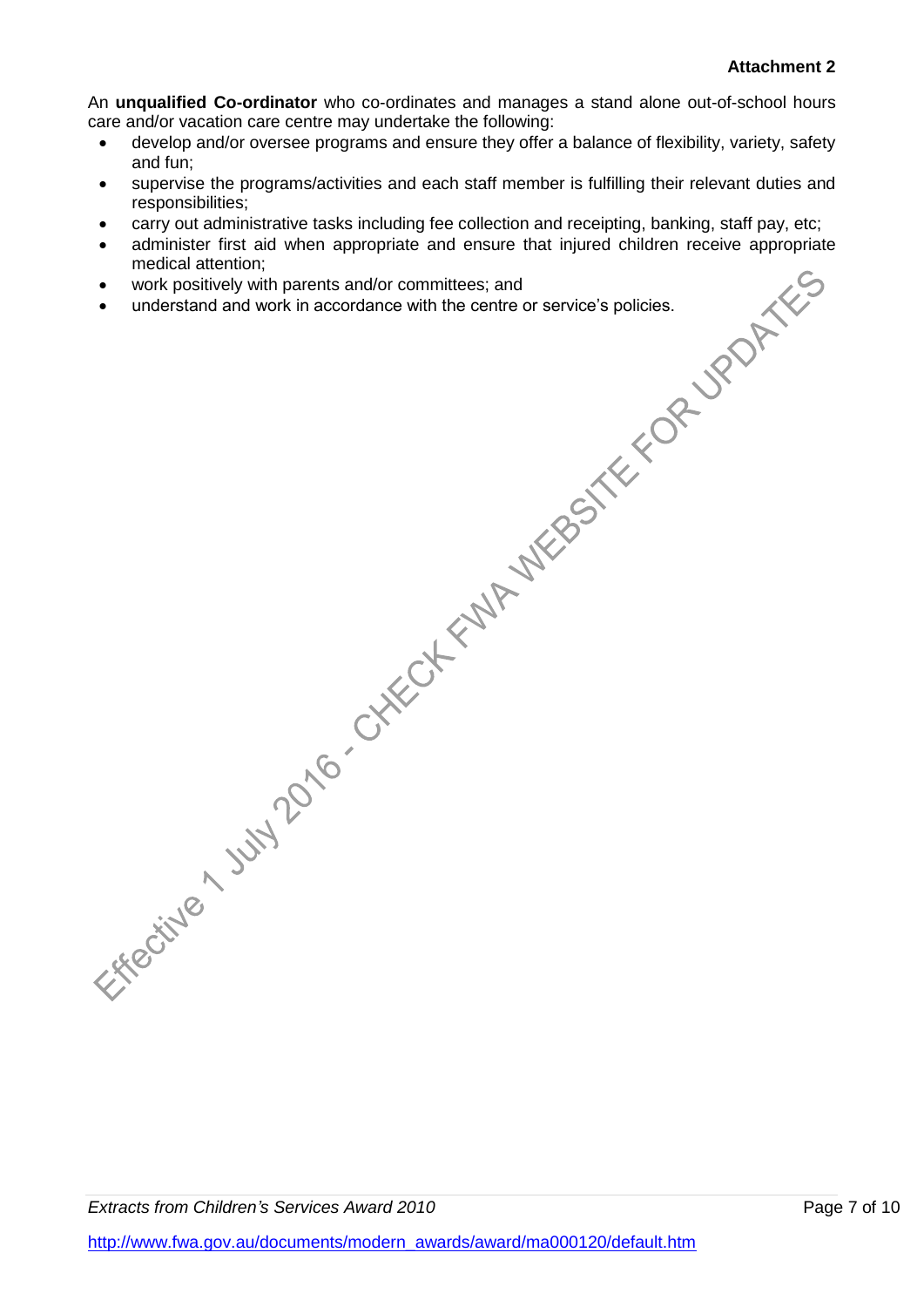**Attachment 2**

An **unqualified Co-ordinator** who co-ordinates and manages a stand alone out-of-school hours care and/or vacation care centre may undertake the following:

- develop and/or oversee programs and ensure they offer a balance of flexibility, variety, safety and fun;
- supervise the programs/activities and each staff member is fulfilling their relevant duties and responsibilities;
- carry out administrative tasks including fee collection and receipting, banking, staff pay, etc;
- administer first aid when appropriate and ensure that injured children receive appropriate medical attention;
- work positively with parents and/or committees; and
- understand and work in accordance with the centre or service's policies.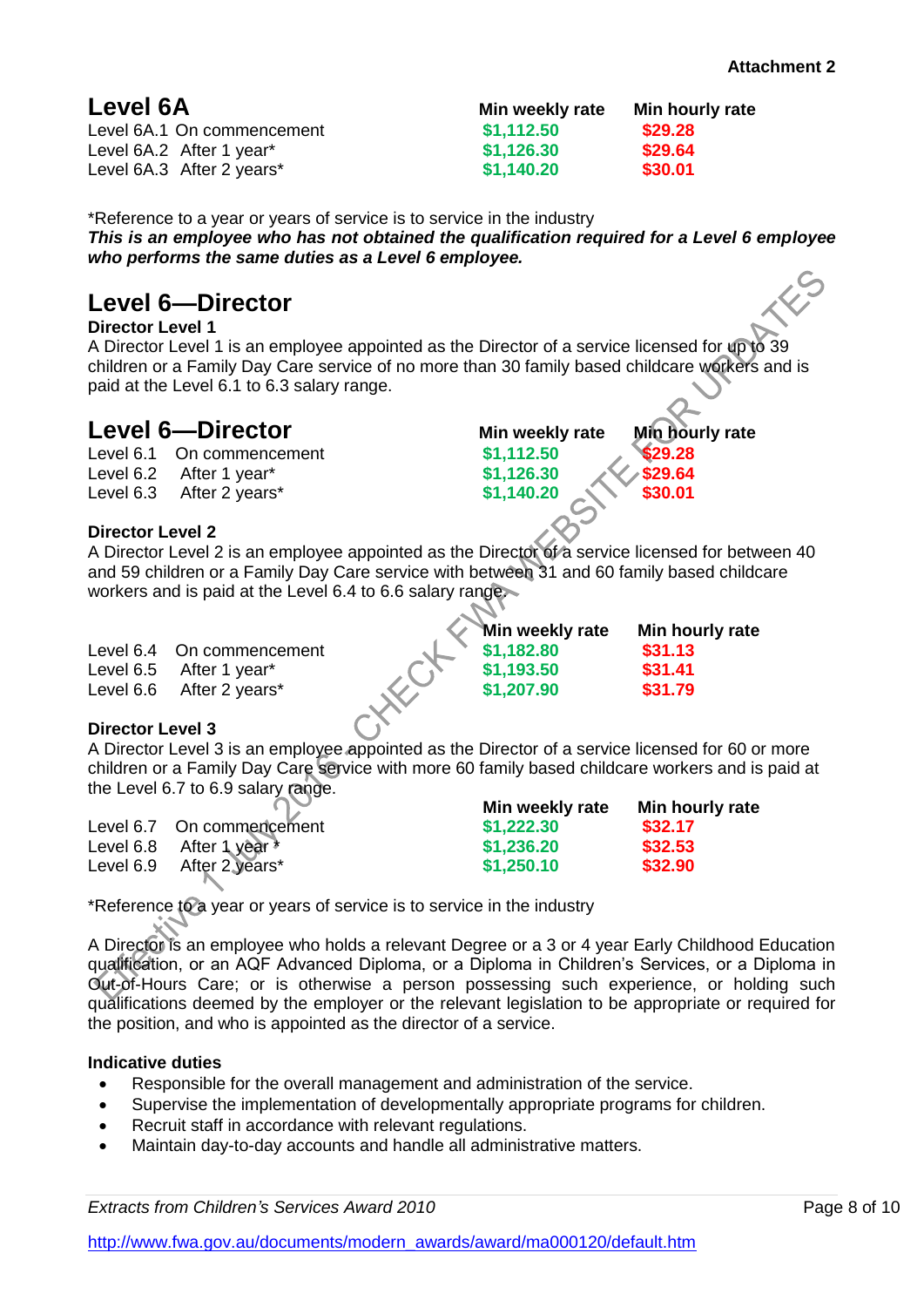Attachment 2

## Level 6A

| | Min weekly rate | Min hourly rate |
|---|---|---|
| Level 6A.1 On commencement | $1,112.50 | $29.28 |
| Level 6A.2 After 1 year* | $1,126.30 | $29.64 |
| Level 6A.3 After 2 years* | $1,140.20 | $30.01 |

*Reference to a year or years of service is to service in the industry

***This is an employee who has not obtained the qualification required for a Level 6 employee who performs the same duties as a Level 6 employee.***

## Level 6—Director

**Director Level 1**

A Director Level 1 is an employee appointed as the Director of a service licensed for up to 39 children or a Family Day Care service of no more than 30 family based childcare workers and is paid at the Level 6.1 to 6.3 salary range.

## Level 6—Director

| | | Min weekly rate | Min hourly rate |
|---|---|---|---|
| Level 6.1 | On commencement | $1,112.50 | $29.28 |
| Level 6.2 | After 1 year* | $1,126.30 | $29.64 |
| Level 6.3 | After 2 years* | $1,140.20 | $30.01 |

**Director Level 2**

A Director Level 2 is an employee appointed as the Director of a service licensed for between 40 and 59 children or a Family Day Care service with between 31 and 60 family based childcare workers and is paid at the Level 6.4 to 6.6 salary range.

| | | Min weekly rate | Min hourly rate |
|---|---|---|---|
| Level 6.4 | On commencement | $1,182.80 | $31.13 |
| Level 6.5 | After 1 year* | $1,193.50 | $31.41 |
| Level 6.6 | After 2 years* | $1,207.90 | $31.79 |

**Director Level 3**

A Director Level 3 is an employee appointed as the Director of a service licensed for 60 or more children or a Family Day Care service with more 60 family based childcare workers and is paid at the Level 6.7 to 6.9 salary range.

| | | Min weekly rate | Min hourly rate |
|---|---|---|---|
| Level 6.7 | On commencement | $1,222.30 | $32.17 |
| Level 6.8 | After 1 year * | $1,236.20 | $32.53 |
| Level 6.9 | After 2 years* | $1,250.10 | $32.90 |

*Reference to a year or years of service is to service in the industry

A Director is an employee who holds a relevant Degree or a 3 or 4 year Early Childhood Education qualification, or an AQF Advanced Diploma, or a Diploma in Children's Services, or a Diploma in Out-of-Hours Care; or is otherwise a person possessing such experience, or holding such qualifications deemed by the employer or the relevant legislation to be appropriate or required for the position, and who is appointed as the director of a service.

**Indicative duties**

- Responsible for the overall management and administration of the service.
- Supervise the implementation of developmentally appropriate programs for children.
- Recruit staff in accordance with relevant regulations.
- Maintain day-to-day accounts and handle all administrative matters.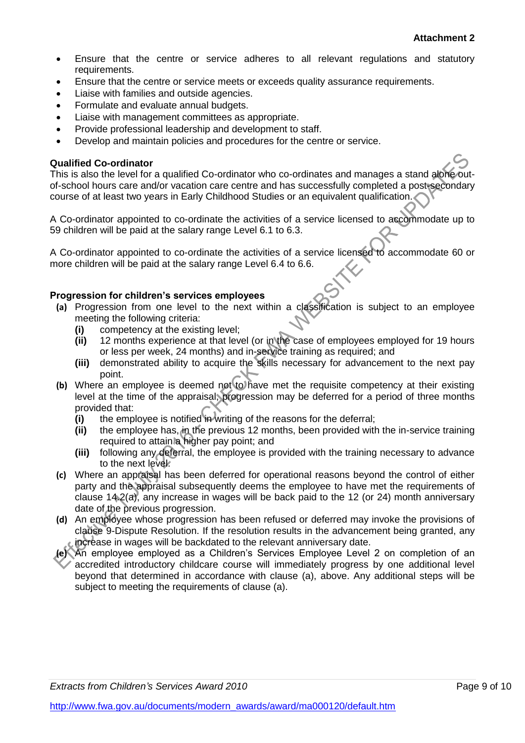- Ensure that the centre or service adheres to all relevant regulations and statutory requirements.
- Ensure that the centre or service meets or exceeds quality assurance requirements.
- Liaise with families and outside agencies.
- Formulate and evaluate annual budgets.
- Liaise with management committees as appropriate.
- Provide professional leadership and development to staff.
- Develop and maintain policies and procedures for the centre or service.

**Qualified Co-ordinator**

This is also the level for a qualified Co-ordinator who co-ordinates and manages a stand alone out-of-school hours care and/or vacation care centre and has successfully completed a post-secondary course of at least two years in Early Childhood Studies or an equivalent qualification.

A Co-ordinator appointed to co-ordinate the activities of a service licensed to accommodate up to 59 children will be paid at the salary range Level 6.1 to 6.3.

A Co-ordinator appointed to co-ordinate the activities of a service licensed to accommodate 60 or more children will be paid at the salary range Level 6.4 to 6.6.

**Progression for children's services employees**

**(a)** Progression from one level to the next within a classification is subject to an employee meeting the following criteria:

- **(i)** competency at the existing level;
- **(ii)** 12 months experience at that level (or in the case of employees employed for 19 hours or less per week, 24 months) and in-service training as required; and
- **(iii)** demonstrated ability to acquire the skills necessary for advancement to the next pay point.

**(b)** Where an employee is deemed not to have met the requisite competency at their existing level at the time of the appraisal, progression may be deferred for a period of three months provided that:

- **(i)** the employee is notified in writing of the reasons for the deferral;
- **(ii)** the employee has, in the previous 12 months, been provided with the in-service training required to attain a higher pay point; and
- **(iii)** following any deferral, the employee is provided with the training necessary to advance to the next level.

**(c)** Where an appraisal has been deferred for operational reasons beyond the control of either party and the appraisal subsequently deems the employee to have met the requirements of clause 14.2(a), any increase in wages will be back paid to the 12 (or 24) month anniversary date of the previous progression.

**(d)** An employee whose progression has been refused or deferred may invoke the provisions of clause 9-Dispute Resolution. If the resolution results in the advancement being granted, any increase in wages will be backdated to the relevant anniversary date.

**(e)** An employee employed as a Children's Services Employee Level 2 on completion of an accredited introductory childcare course will immediately progress by one additional level beyond that determined in accordance with clause (a), above. Any additional steps will be subject to meeting the requirements of clause (a).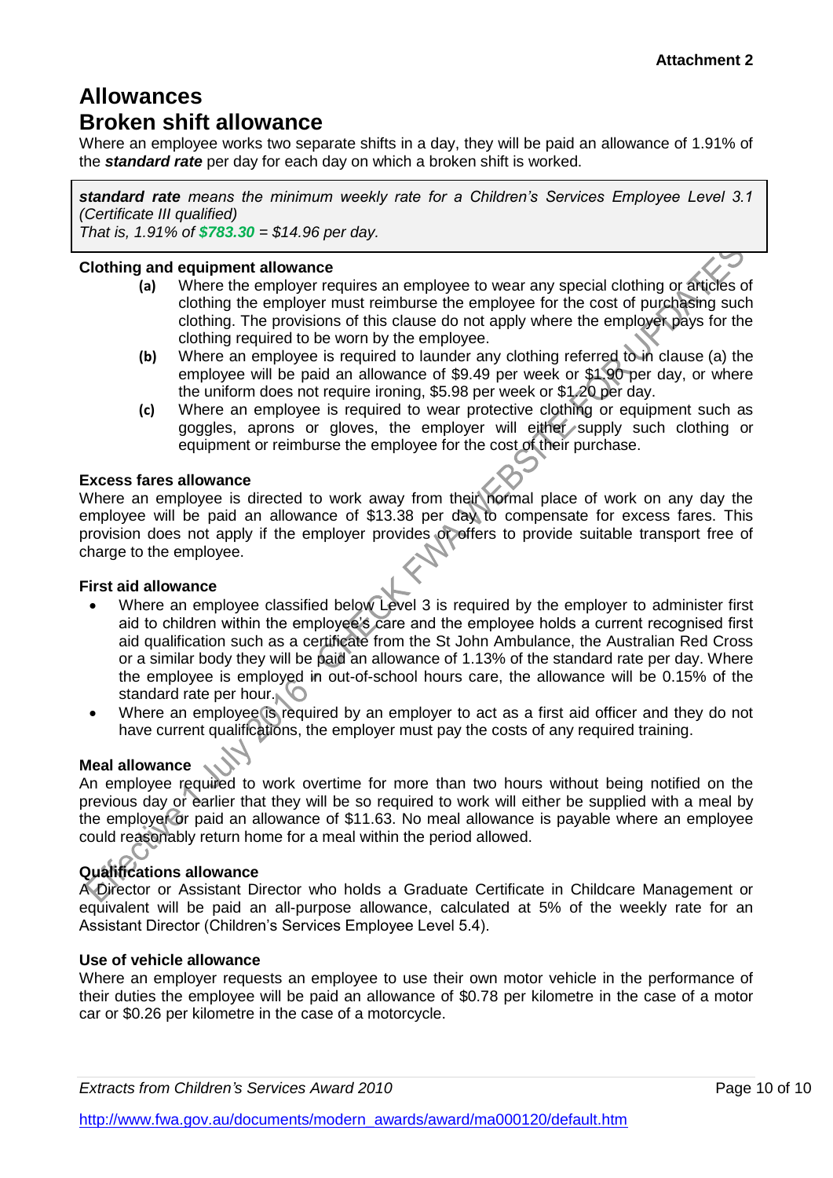**Attachment 2**

# Allowances

# Broken shift allowance

Where an employee works two separate shifts in a day, they will be paid an allowance of 1.91% of the ***standard rate*** per day for each day on which a broken shift is worked.

> ***standard rate*** *means the minimum weekly rate for a Children's Services Employee Level 3.1 (Certificate III qualified)*
> *That is, 1.91% of **$783.30** = $14.96 per day.*

### Clothing and equipment allowance

**(a)** Where the employer requires an employee to wear any special clothing or articles of clothing the employer must reimburse the employee for the cost of purchasing such clothing. The provisions of this clause do not apply where the employer pays for the clothing required to be worn by the employee.

**(b)** Where an employee is required to launder any clothing referred to in clause (a) the employee will be paid an allowance of $9.49 per week or $1.90 per day, or where the uniform does not require ironing, $5.98 per week or $1.20 per day.

**(c)** Where an employee is required to wear protective clothing or equipment such as goggles, aprons or gloves, the employer will either supply such clothing or equipment or reimburse the employee for the cost of their purchase.

### Excess fares allowance

Where an employee is directed to work away from their normal place of work on any day the employee will be paid an allowance of $13.38 per day to compensate for excess fares. This provision does not apply if the employer provides or offers to provide suitable transport free of charge to the employee.

### First aid allowance

- Where an employee classified below Level 3 is required by the employer to administer first aid to children within the employee's care and the employee holds a current recognised first aid qualification such as a certificate from the St John Ambulance, the Australian Red Cross or a similar body they will be paid an allowance of 1.13% of the standard rate per day. Where the employee is employed in out-of-school hours care, the allowance will be 0.15% of the standard rate per hour.
- Where an employee is required by an employer to act as a first aid officer and they do not have current qualifications, the employer must pay the costs of any required training.

### Meal allowance

An employee required to work overtime for more than two hours without being notified on the previous day or earlier that they will be so required to work will either be supplied with a meal by the employer or paid an allowance of $11.63. No meal allowance is payable where an employee could reasonably return home for a meal within the period allowed.

### Qualifications allowance

A Director or Assistant Director who holds a Graduate Certificate in Childcare Management or equivalent will be paid an all-purpose allowance, calculated at 5% of the weekly rate for an Assistant Director (Children's Services Employee Level 5.4).

### Use of vehicle allowance

Where an employer requests an employee to use their own motor vehicle in the performance of their duties the employee will be paid an allowance of $0.78 per kilometre in the case of a motor car or $0.26 per kilometre in the case of a motorcycle.

*Extracts from Children's Services Award 2010*

http://www.fwa.gov.au/documents/modern_awards/award/ma000120/default.htm